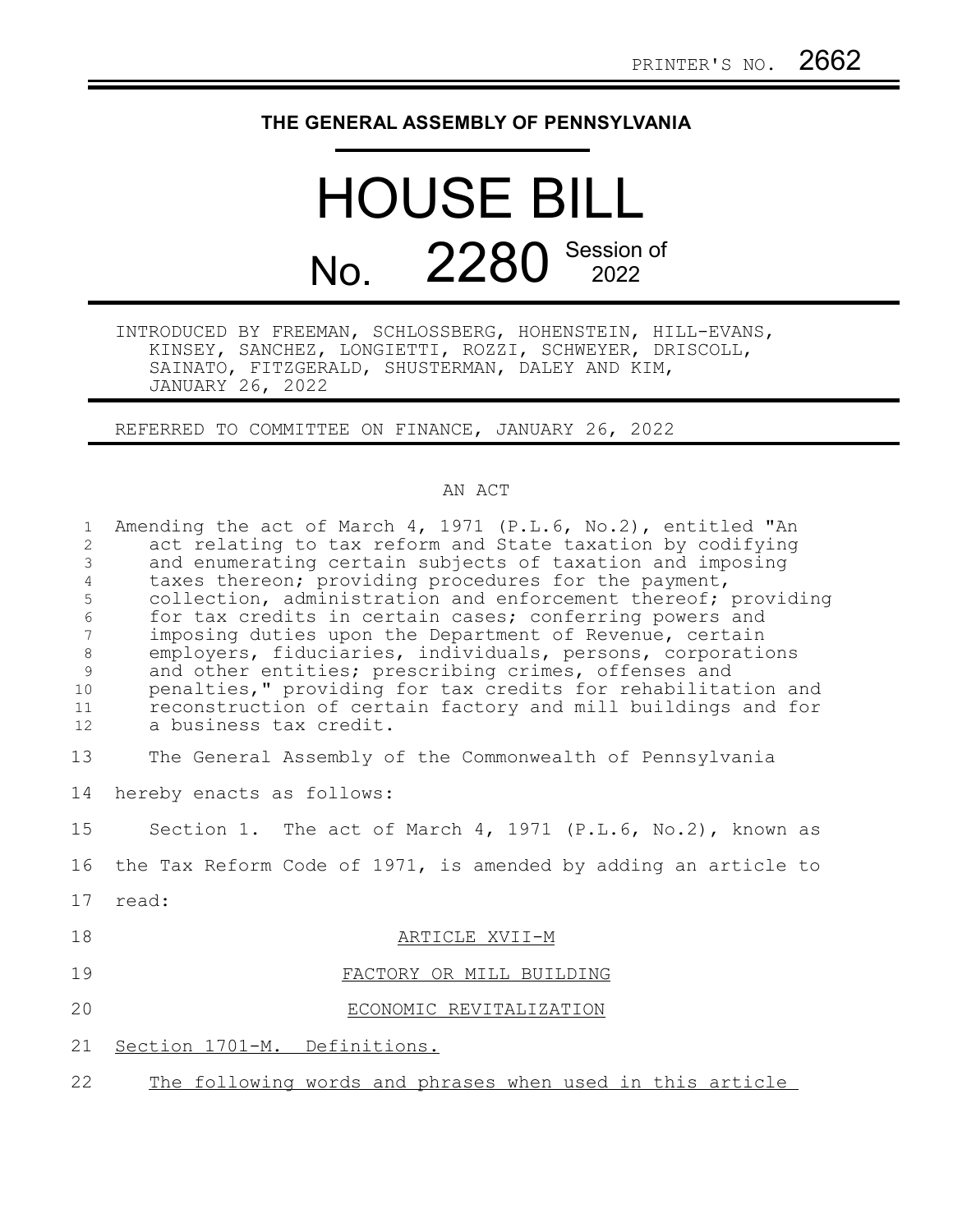PRINTER'S NO. 2662

# THE GENERAL ASSEMBLY OF PENNSYLVANIA

# HOUSE BILL

# No. 2280 Session of 2022

INTRODUCED BY FREEMAN, SCHLOSSBERG, HOHENSTEIN, HILL-EVANS, KINSEY, SANCHEZ, LONGIETTI, ROZZI, SCHWEYER, DRISCOLL, SAINATO, FITZGERALD, SHUSTERMAN, DALEY AND KIM, JANUARY 26, 2022

REFERRED TO COMMITTEE ON FINANCE, JANUARY 26, 2022

AN ACT

Amending the act of March 4, 1971 (P.L.6, No.2), entitled "An act relating to tax reform and State taxation by codifying and enumerating certain subjects of taxation and imposing taxes thereon; providing procedures for the payment, collection, administration and enforcement thereof; providing for tax credits in certain cases; conferring powers and imposing duties upon the Department of Revenue, certain employers, fiduciaries, individuals, persons, corporations and other entities; prescribing crimes, offenses and penalties," providing for tax credits for rehabilitation and reconstruction of certain factory and mill buildings and for a business tax credit.

The General Assembly of the Commonwealth of Pennsylvania hereby enacts as follows:

Section 1. The act of March 4, 1971 (P.L.6, No.2), known as the Tax Reform Code of 1971, is amended by adding an article to read:

ARTICLE XVII-M

FACTORY OR MILL BUILDING

ECONOMIC REVITALIZATION

Section 1701-M. Definitions.

The following words and phrases when used in this article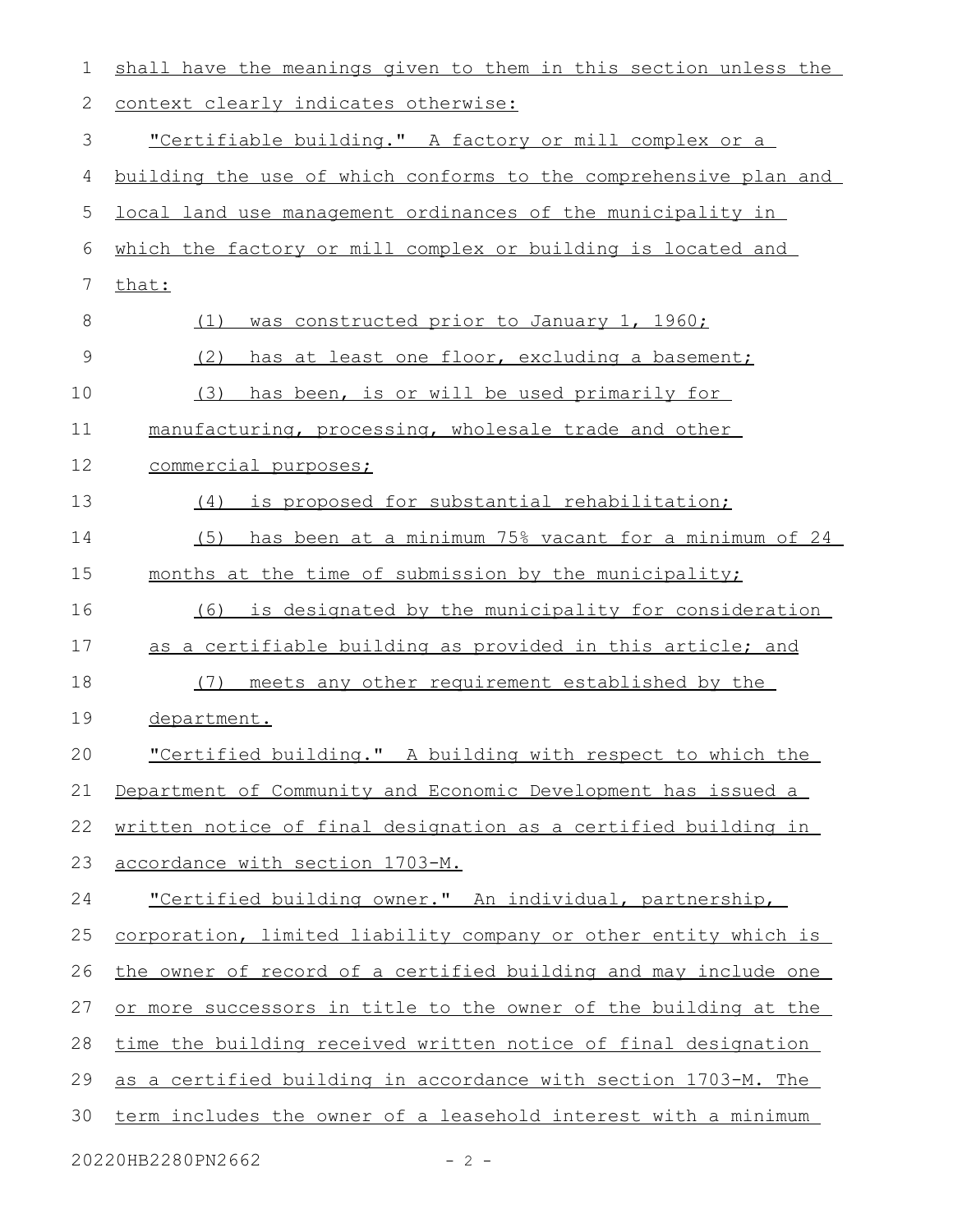shall have the meanings given to them in this section unless the context clearly indicates otherwise:

"Certifiable building." A factory or mill complex or a building the use of which conforms to the comprehensive plan and local land use management ordinances of the municipality in which the factory or mill complex or building is located and that:

(1) was constructed prior to January 1, 1960;

(2) has at least one floor, excluding a basement;

(3) has been, is or will be used primarily for manufacturing, processing, wholesale trade and other commercial purposes;

(4) is proposed for substantial rehabilitation;

(5) has been at a minimum 75% vacant for a minimum of 24 months at the time of submission by the municipality;

(6) is designated by the municipality for consideration as a certifiable building as provided in this article; and

(7) meets any other requirement established by the department.

"Certified building." A building with respect to which the Department of Community and Economic Development has issued a written notice of final designation as a certified building in accordance with section 1703-M.

"Certified building owner." An individual, partnership, corporation, limited liability company or other entity which is the owner of record of a certified building and may include one or more successors in title to the owner of the building at the time the building received written notice of final designation as a certified building in accordance with section 1703-M. The term includes the owner of a leasehold interest with a minimum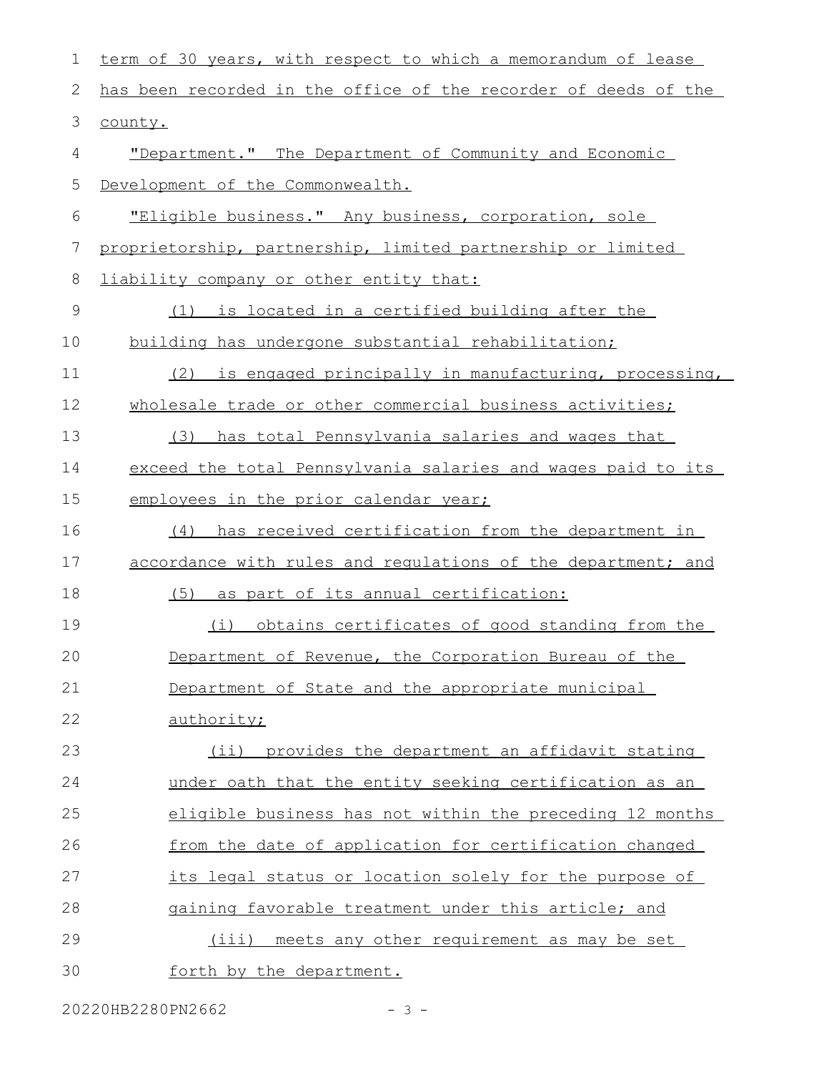term of 30 years, with respect to which a memorandum of lease has been recorded in the office of the recorder of deeds of the county.

"Department." The Department of Community and Economic Development of the Commonwealth.

"Eligible business." Any business, corporation, sole proprietorship, partnership, limited partnership or limited liability company or other entity that:

(1) is located in a certified building after the building has undergone substantial rehabilitation;

(2) is engaged principally in manufacturing, processing, wholesale trade or other commercial business activities;

(3) has total Pennsylvania salaries and wages that exceed the total Pennsylvania salaries and wages paid to its employees in the prior calendar year;

(4) has received certification from the department in accordance with rules and regulations of the department; and

(5) as part of its annual certification:

(i) obtains certificates of good standing from the Department of Revenue, the Corporation Bureau of the Department of State and the appropriate municipal authority;

(ii) provides the department an affidavit stating under oath that the entity seeking certification as an eligible business has not within the preceding 12 months from the date of application for certification changed its legal status or location solely for the purpose of gaining favorable treatment under this article; and

(iii) meets any other requirement as may be set forth by the department.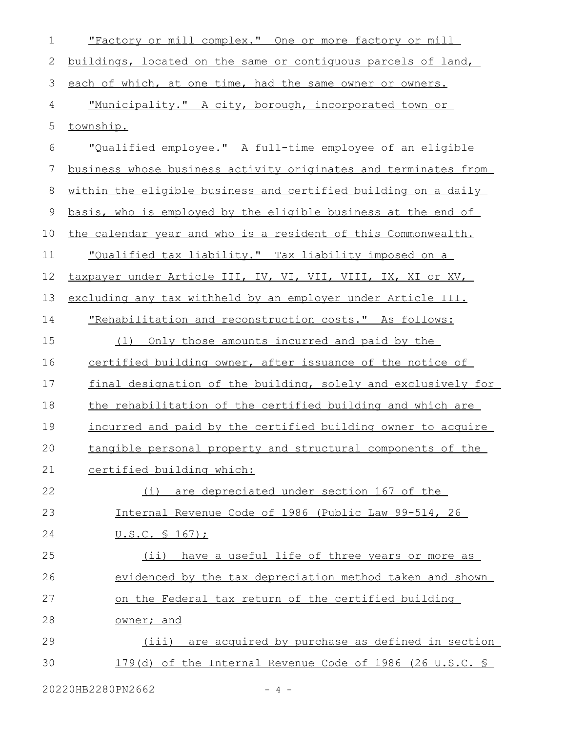"Factory or mill complex." One or more factory or mill buildings, located on the same or contiguous parcels of land, each of which, at one time, had the same owner or owners.

"Municipality." A city, borough, incorporated town or township.

"Qualified employee." A full-time employee of an eligible business whose business activity originates and terminates from within the eligible business and certified building on a daily basis, who is employed by the eligible business at the end of the calendar year and who is a resident of this Commonwealth.

"Qualified tax liability." Tax liability imposed on a taxpayer under Article III, IV, VI, VII, VIII, IX, XI or XV, excluding any tax withheld by an employer under Article III.

"Rehabilitation and reconstruction costs." As follows:

(1) Only those amounts incurred and paid by the certified building owner, after issuance of the notice of final designation of the building, solely and exclusively for the rehabilitation of the certified building and which are incurred and paid by the certified building owner to acquire tangible personal property and structural components of the certified building which:

(i) are depreciated under section 167 of the Internal Revenue Code of 1986 (Public Law 99-514, 26 U.S.C. § 167);

(ii) have a useful life of three years or more as evidenced by the tax depreciation method taken and shown on the Federal tax return of the certified building owner; and

(iii) are acquired by purchase as defined in section 179(d) of the Internal Revenue Code of 1986 (26 U.S.C. §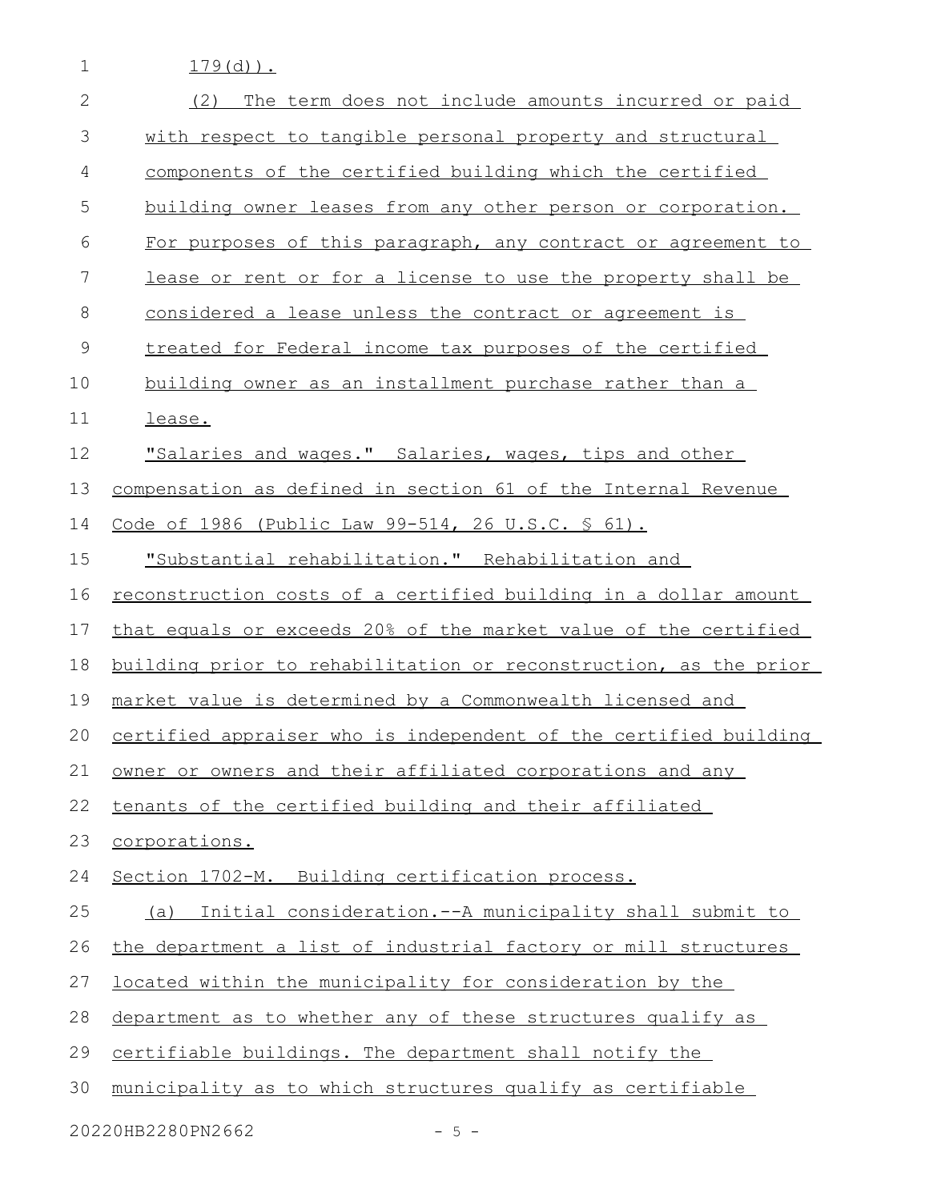179(d)).

(2) The term does not include amounts incurred or paid with respect to tangible personal property and structural components of the certified building which the certified building owner leases from any other person or corporation. For purposes of this paragraph, any contract or agreement to lease or rent or for a license to use the property shall be considered a lease unless the contract or agreement is treated for Federal income tax purposes of the certified building owner as an installment purchase rather than a lease.

"Salaries and wages." Salaries, wages, tips and other compensation as defined in section 61 of the Internal Revenue Code of 1986 (Public Law 99-514, 26 U.S.C. § 61).

"Substantial rehabilitation." Rehabilitation and reconstruction costs of a certified building in a dollar amount that equals or exceeds 20% of the market value of the certified building prior to rehabilitation or reconstruction, as the prior market value is determined by a Commonwealth licensed and certified appraiser who is independent of the certified building owner or owners and their affiliated corporations and any tenants of the certified building and their affiliated corporations.

Section 1702-M. Building certification process.

(a) Initial consideration.--A municipality shall submit to the department a list of industrial factory or mill structures located within the municipality for consideration by the department as to whether any of these structures qualify as certifiable buildings. The department shall notify the municipality as to which structures qualify as certifiable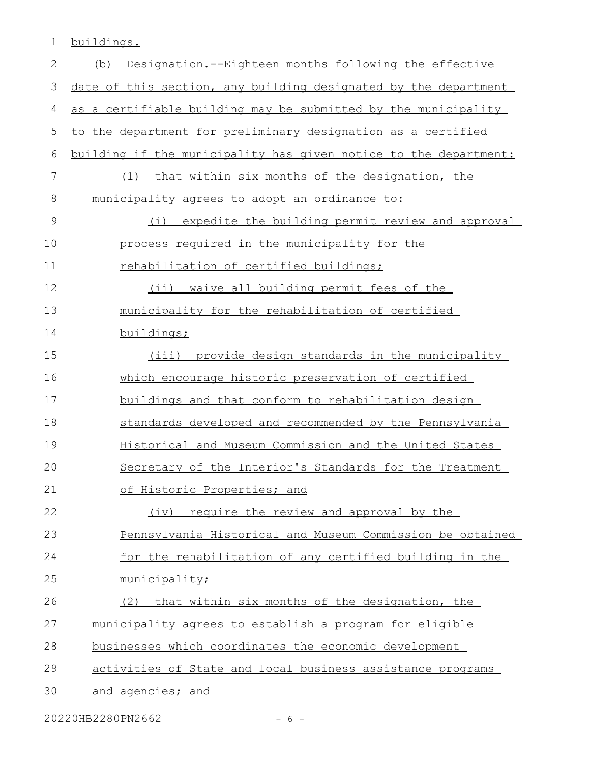buildings.

(b) Designation.--Eighteen months following the effective date of this section, any building designated by the department as a certifiable building may be submitted by the municipality to the department for preliminary designation as a certified building if the municipality has given notice to the department:

(1) that within six months of the designation, the municipality agrees to adopt an ordinance to:

(i) expedite the building permit review and approval process required in the municipality for the rehabilitation of certified buildings;

(ii) waive all building permit fees of the municipality for the rehabilitation of certified buildings;

(iii) provide design standards in the municipality which encourage historic preservation of certified buildings and that conform to rehabilitation design standards developed and recommended by the Pennsylvania Historical and Museum Commission and the United States Secretary of the Interior's Standards for the Treatment of Historic Properties; and

(iv) require the review and approval by the Pennsylvania Historical and Museum Commission be obtained for the rehabilitation of any certified building in the municipality;

(2) that within six months of the designation, the municipality agrees to establish a program for eligible businesses which coordinates the economic development activities of State and local business assistance programs and agencies; and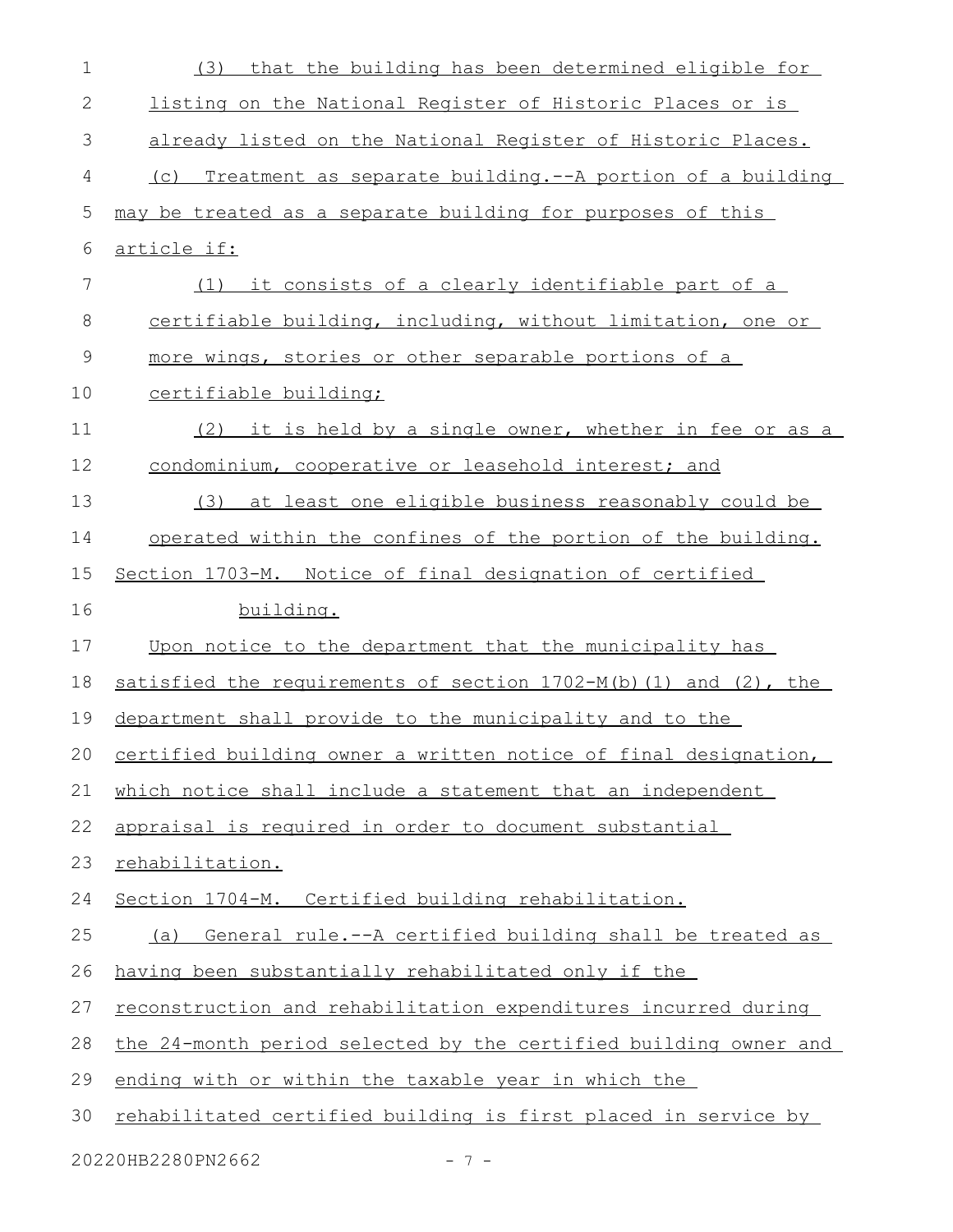(3) that the building has been determined eligible for listing on the National Register of Historic Places or is already listed on the National Register of Historic Places.

(c) Treatment as separate building.--A portion of a building may be treated as a separate building for purposes of this article if:

(1) it consists of a clearly identifiable part of a certifiable building, including, without limitation, one or more wings, stories or other separable portions of a certifiable building;

(2) it is held by a single owner, whether in fee or as a condominium, cooperative or leasehold interest; and

(3) at least one eligible business reasonably could be operated within the confines of the portion of the building.

Section 1703-M. Notice of final designation of certified building.

Upon notice to the department that the municipality has satisfied the requirements of section 1702-M(b)(1) and (2), the department shall provide to the municipality and to the certified building owner a written notice of final designation, which notice shall include a statement that an independent appraisal is required in order to document substantial rehabilitation.

Section 1704-M. Certified building rehabilitation.

(a) General rule.--A certified building shall be treated as having been substantially rehabilitated only if the reconstruction and rehabilitation expenditures incurred during the 24-month period selected by the certified building owner and ending with or within the taxable year in which the rehabilitated certified building is first placed in service by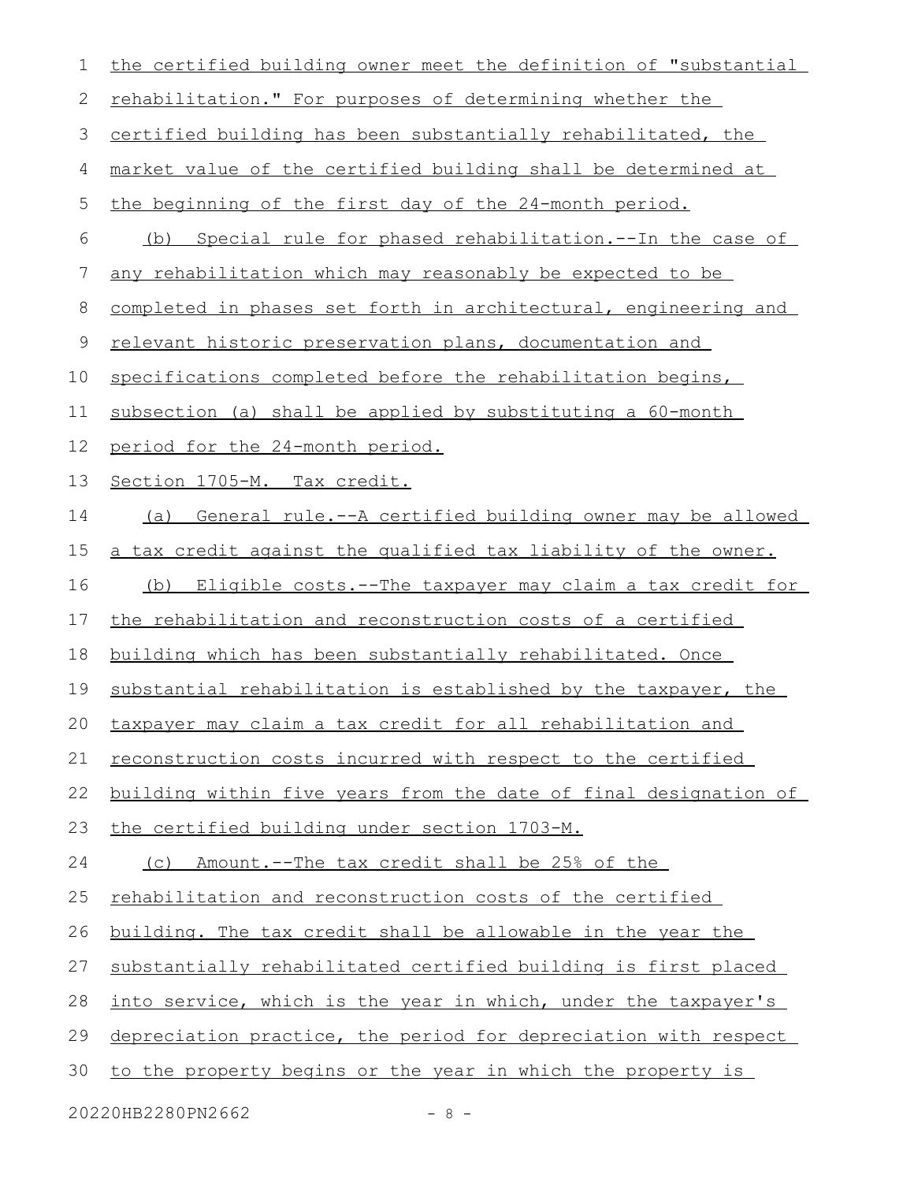the certified building owner meet the definition of "substantial rehabilitation." For purposes of determining whether the certified building has been substantially rehabilitated, the market value of the certified building shall be determined at the beginning of the first day of the 24-month period.

(b) Special rule for phased rehabilitation.--In the case of any rehabilitation which may reasonably be expected to be completed in phases set forth in architectural, engineering and relevant historic preservation plans, documentation and specifications completed before the rehabilitation begins, subsection (a) shall be applied by substituting a 60-month period for the 24-month period.

Section 1705-M. Tax credit.

(a) General rule.--A certified building owner may be allowed a tax credit against the qualified tax liability of the owner.

(b) Eligible costs.--The taxpayer may claim a tax credit for the rehabilitation and reconstruction costs of a certified building which has been substantially rehabilitated. Once substantial rehabilitation is established by the taxpayer, the taxpayer may claim a tax credit for all rehabilitation and reconstruction costs incurred with respect to the certified building within five years from the date of final designation of the certified building under section 1703-M.

(c) Amount.--The tax credit shall be 25% of the rehabilitation and reconstruction costs of the certified building. The tax credit shall be allowable in the year the substantially rehabilitated certified building is first placed into service, which is the year in which, under the taxpayer's depreciation practice, the period for depreciation with respect to the property begins or the year in which the property is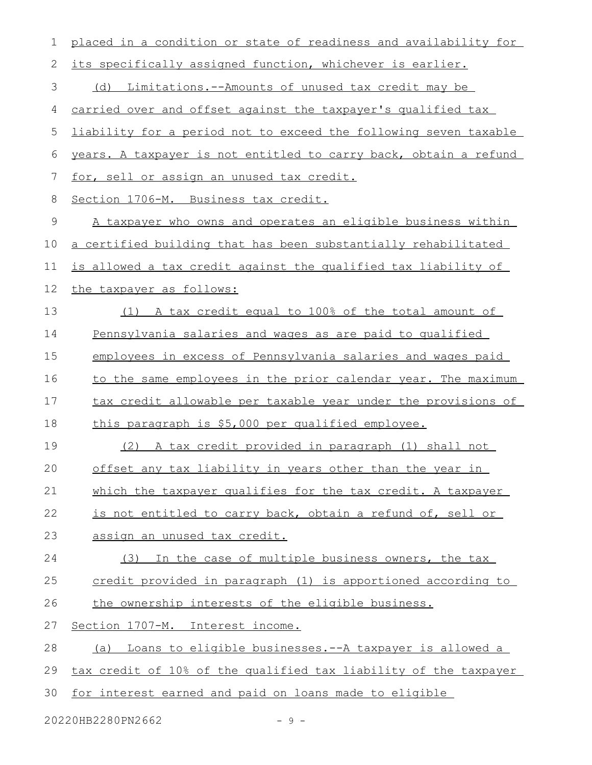placed in a condition or state of readiness and availability for its specifically assigned function, whichever is earlier.

(d) Limitations.--Amounts of unused tax credit may be carried over and offset against the taxpayer's qualified tax liability for a period not to exceed the following seven taxable years. A taxpayer is not entitled to carry back, obtain a refund for, sell or assign an unused tax credit.

Section 1706-M. Business tax credit.

A taxpayer who owns and operates an eligible business within a certified building that has been substantially rehabilitated is allowed a tax credit against the qualified tax liability of the taxpayer as follows:

(1) A tax credit equal to 100% of the total amount of Pennsylvania salaries and wages as are paid to qualified employees in excess of Pennsylvania salaries and wages paid to the same employees in the prior calendar year. The maximum tax credit allowable per taxable year under the provisions of this paragraph is $5,000 per qualified employee.

(2) A tax credit provided in paragraph (1) shall not offset any tax liability in years other than the year in which the taxpayer qualifies for the tax credit. A taxpayer is not entitled to carry back, obtain a refund of, sell or assign an unused tax credit.

(3) In the case of multiple business owners, the tax credit provided in paragraph (1) is apportioned according to the ownership interests of the eligible business.

Section 1707-M. Interest income.

(a) Loans to eligible businesses.--A taxpayer is allowed a tax credit of 10% of the qualified tax liability of the taxpayer for interest earned and paid on loans made to eligible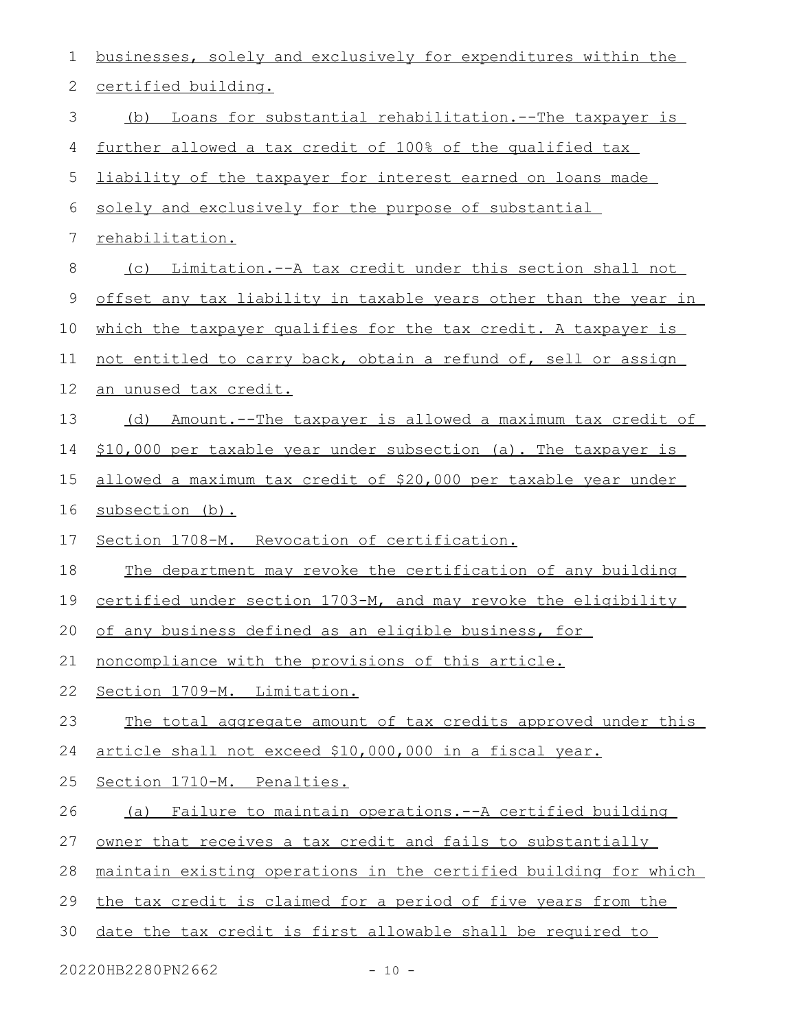businesses, solely and exclusively for expenditures within the certified building.

(b) Loans for substantial rehabilitation.--The taxpayer is further allowed a tax credit of 100% of the qualified tax liability of the taxpayer for interest earned on loans made solely and exclusively for the purpose of substantial rehabilitation.

(c) Limitation.--A tax credit under this section shall not offset any tax liability in taxable years other than the year in which the taxpayer qualifies for the tax credit. A taxpayer is not entitled to carry back, obtain a refund of, sell or assign an unused tax credit.

(d) Amount.--The taxpayer is allowed a maximum tax credit of $10,000 per taxable year under subsection (a). The taxpayer is allowed a maximum tax credit of $20,000 per taxable year under subsection (b).

Section 1708-M. Revocation of certification.

The department may revoke the certification of any building certified under section 1703-M, and may revoke the eligibility of any business defined as an eligible business, for noncompliance with the provisions of this article.

Section 1709-M. Limitation.

The total aggregate amount of tax credits approved under this article shall not exceed $10,000,000 in a fiscal year.

Section 1710-M. Penalties.

(a) Failure to maintain operations.--A certified building owner that receives a tax credit and fails to substantially maintain existing operations in the certified building for which the tax credit is claimed for a period of five years from the date the tax credit is first allowable shall be required to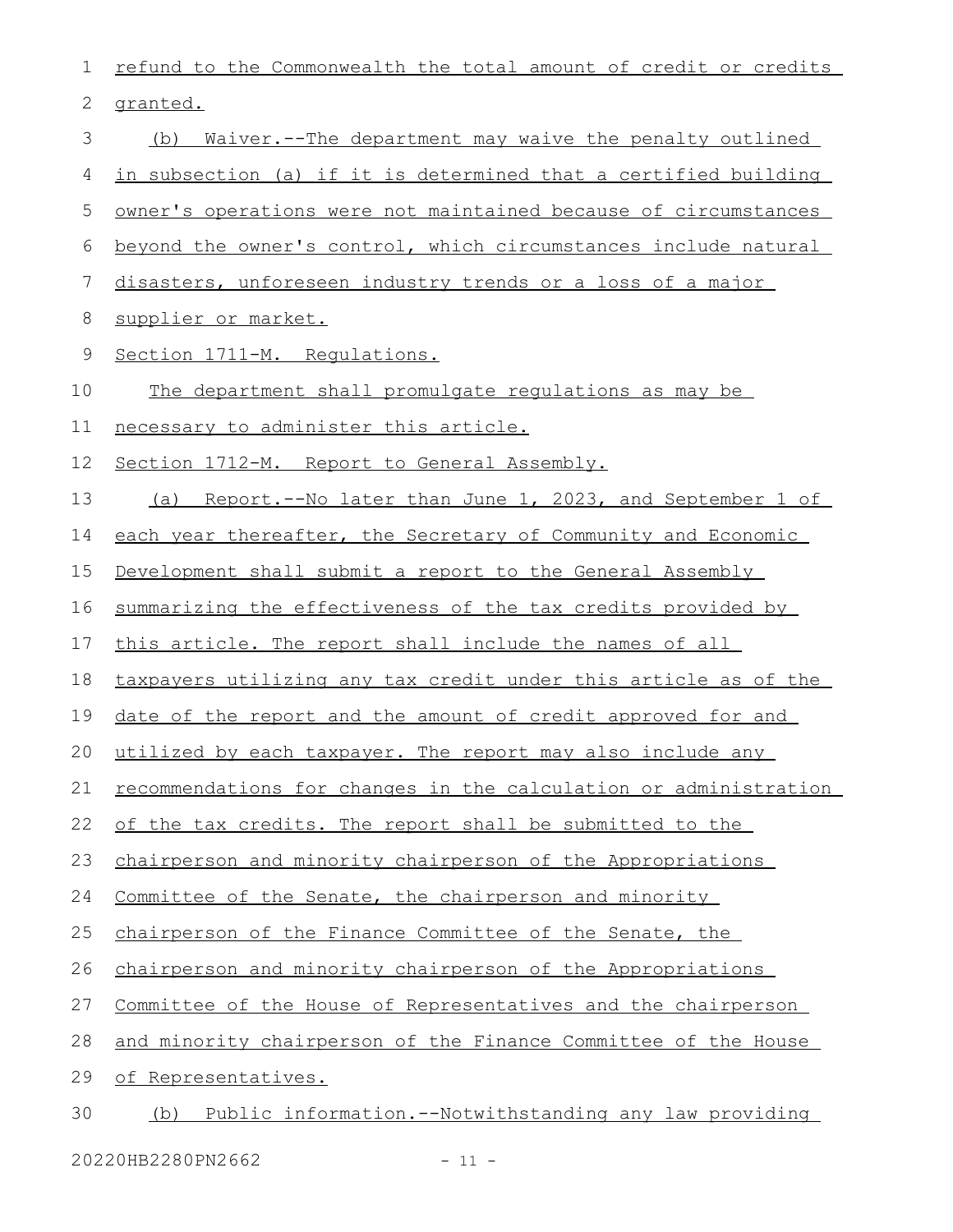refund to the Commonwealth the total amount of credit or credits granted.

(b) Waiver.--The department may waive the penalty outlined in subsection (a) if it is determined that a certified building owner's operations were not maintained because of circumstances beyond the owner's control, which circumstances include natural disasters, unforeseen industry trends or a loss of a major supplier or market.

Section 1711-M. Regulations.

The department shall promulgate regulations as may be necessary to administer this article.

Section 1712-M. Report to General Assembly.

(a) Report.--No later than June 1, 2023, and September 1 of each year thereafter, the Secretary of Community and Economic Development shall submit a report to the General Assembly summarizing the effectiveness of the tax credits provided by this article. The report shall include the names of all taxpayers utilizing any tax credit under this article as of the date of the report and the amount of credit approved for and utilized by each taxpayer. The report may also include any recommendations for changes in the calculation or administration of the tax credits. The report shall be submitted to the chairperson and minority chairperson of the Appropriations Committee of the Senate, the chairperson and minority chairperson of the Finance Committee of the Senate, the chairperson and minority chairperson of the Appropriations Committee of the House of Representatives and the chairperson and minority chairperson of the Finance Committee of the House of Representatives.

(b) Public information.--Notwithstanding any law providing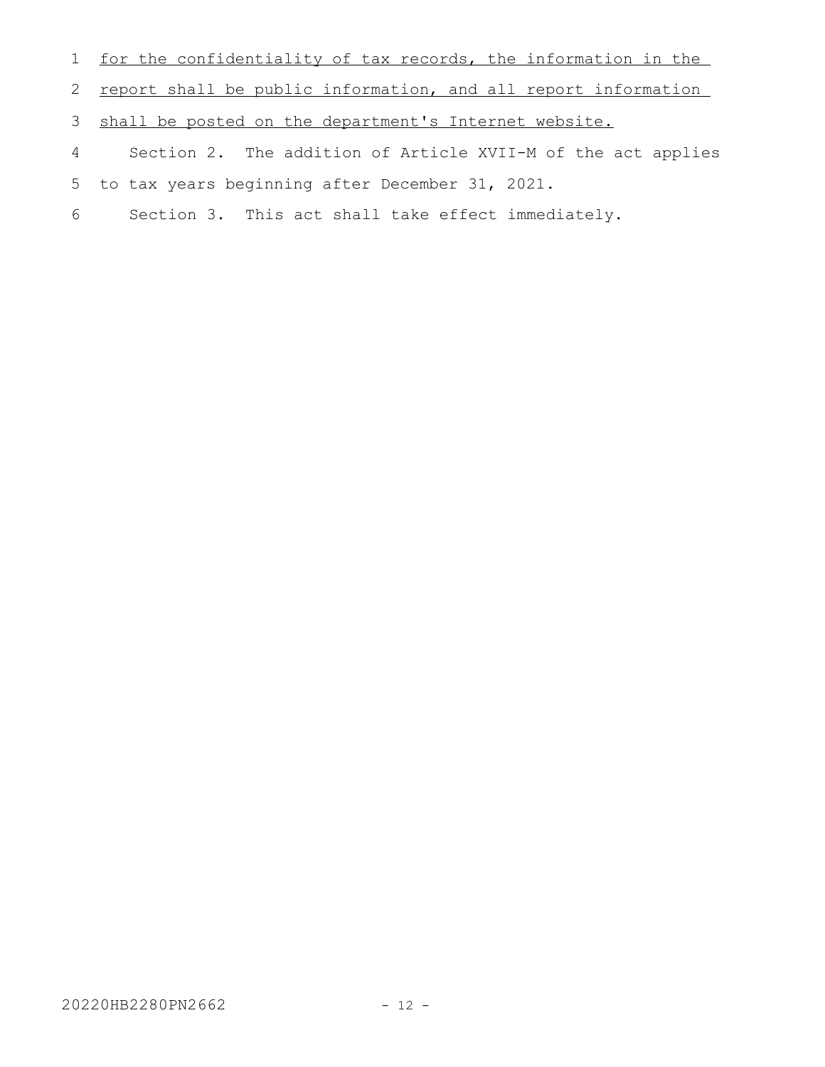for the confidentiality of tax records, the information in the report shall be public information, and all report information shall be posted on the department's Internet website.

Section 2. The addition of Article XVII-M of the act applies to tax years beginning after December 31, 2021.

Section 3. This act shall take effect immediately.